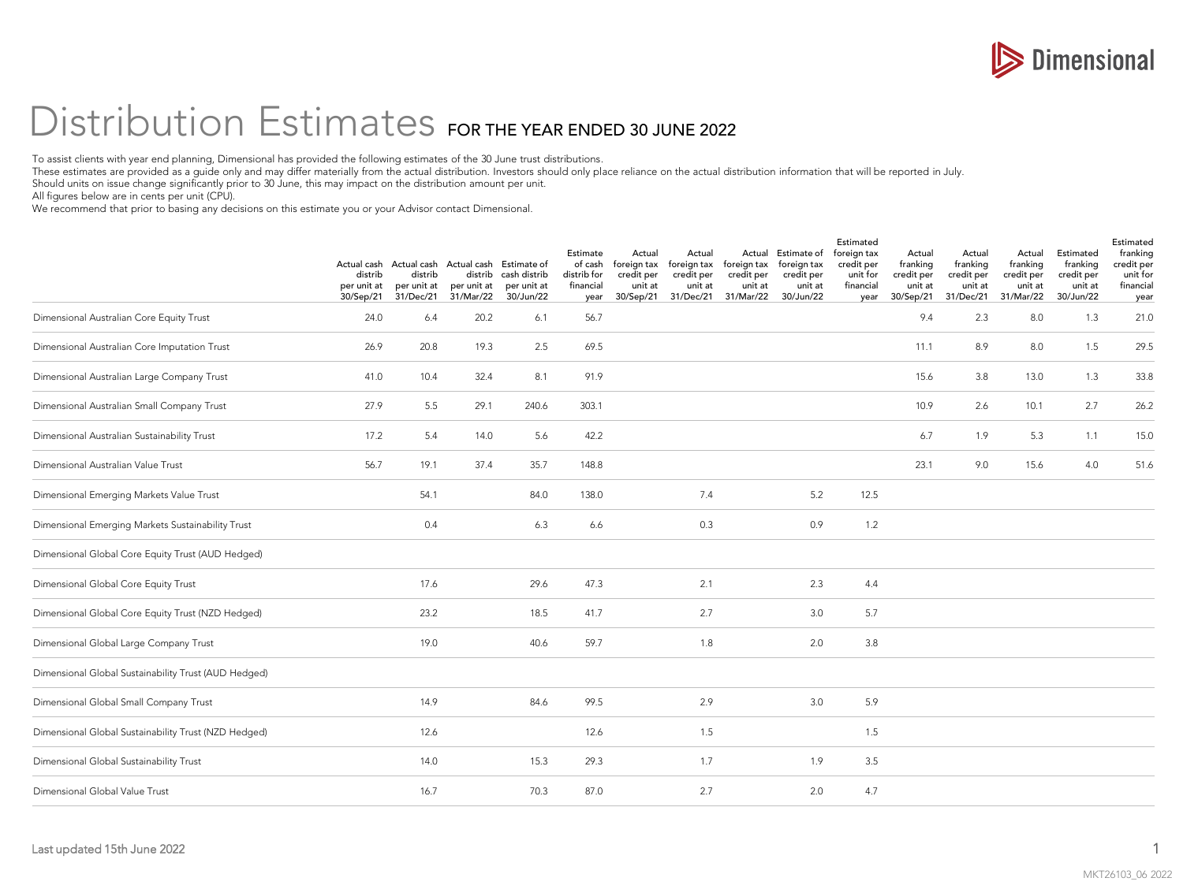# Distribution Estimates FOR THE YEAR ENDED 30 JUNE 2022

To assist clients with year end planning, Dimensional has provided the following estimates of the 30 June trust distributions.
These estimates are provided as a guide only and may differ materially from the actual distribution. Investors should only place reliance on the actual distribution information that will be reported in July.
Should units on issue change significantly prior to 30 June, this may impact on the distribution amount per unit.
All figures below are in cents per unit (CPU).
We recommend that prior to basing any decisions on this estimate you or your Advisor contact Dimensional.

| | Actual cash distrib per unit at 30/Sep/21 | Actual cash distrib per unit at 31/Dec/21 | Actual cash distrib per unit at 31/Mar/22 | Estimate of cash distrib per unit at 30/Jun/22 | Estimate of cash distrib for financial year | Actual foreign tax credit per unit at 30/Sep/21 | Actual foreign tax credit per unit at 31/Dec/21 | Actual foreign tax credit per unit at 31/Mar/22 | Estimate of foreign tax credit per unit at 30/Jun/22 | Estimated foreign tax credit per unit for financial year | Actual franking credit per unit at 30/Sep/21 | Actual franking credit per unit at 31/Dec/21 | Actual franking credit per unit at 31/Mar/22 | Estimated franking credit per unit at 30/Jun/22 | Estimated franking credit per unit for financial year |
|---|---|---|---|---|---|---|---|---|---|---|---|---|---|---|---|
| Dimensional Australian Core Equity Trust | 24.0 | 6.4 | 20.2 | 6.1 | 56.7 | | | | | | 9.4 | 2.3 | 8.0 | 1.3 | 21.0 |
| Dimensional Australian Core Imputation Trust | 26.9 | 20.8 | 19.3 | 2.5 | 69.5 | | | | | | 11.1 | 8.9 | 8.0 | 1.5 | 29.5 |
| Dimensional Australian Large Company Trust | 41.0 | 10.4 | 32.4 | 8.1 | 91.9 | | | | | | 15.6 | 3.8 | 13.0 | 1.3 | 33.8 |
| Dimensional Australian Small Company Trust | 27.9 | 5.5 | 29.1 | 240.6 | 303.1 | | | | | | 10.9 | 2.6 | 10.1 | 2.7 | 26.2 |
| Dimensional Australian Sustainability Trust | 17.2 | 5.4 | 14.0 | 5.6 | 42.2 | | | | | | 6.7 | 1.9 | 5.3 | 1.1 | 15.0 |
| Dimensional Australian Value Trust | 56.7 | 19.1 | 37.4 | 35.7 | 148.8 | | | | | | 23.1 | 9.0 | 15.6 | 4.0 | 51.6 |
| Dimensional Emerging Markets Value Trust | | 54.1 | | 84.0 | 138.0 | | 7.4 | | 5.2 | 12.5 | | | | | |
| Dimensional Emerging Markets Sustainability Trust | | 0.4 | | 6.3 | 6.6 | | 0.3 | | 0.9 | 1.2 | | | | | |
| Dimensional Global Core Equity Trust (AUD Hedged) | | | | | | | | | | | | | | | |
| Dimensional Global Core Equity Trust | | 17.6 | | 29.6 | 47.3 | | 2.1 | | 2.3 | 4.4 | | | | | |
| Dimensional Global Core Equity Trust (NZD Hedged) | | 23.2 | | 18.5 | 41.7 | | 2.7 | | 3.0 | 5.7 | | | | | |
| Dimensional Global Large Company Trust | | 19.0 | | 40.6 | 59.7 | | 1.8 | | 2.0 | 3.8 | | | | | |
| Dimensional Global Sustainability Trust (AUD Hedged) | | | | | | | | | | | | | | | |
| Dimensional Global Small Company Trust | | 14.9 | | 84.6 | 99.5 | | 2.9 | | 3.0 | 5.9 | | | | | |
| Dimensional Global Sustainability Trust (NZD Hedged) | | 12.6 | | | 12.6 | | 1.5 | | | 1.5 | | | | | |
| Dimensional Global Sustainability Trust | | 14.0 | | 15.3 | 29.3 | | 1.7 | | 1.9 | 3.5 | | | | | |
| Dimensional Global Value Trust | | 16.7 | | 70.3 | 87.0 | | 2.7 | | 2.0 | 4.7 | | | | | |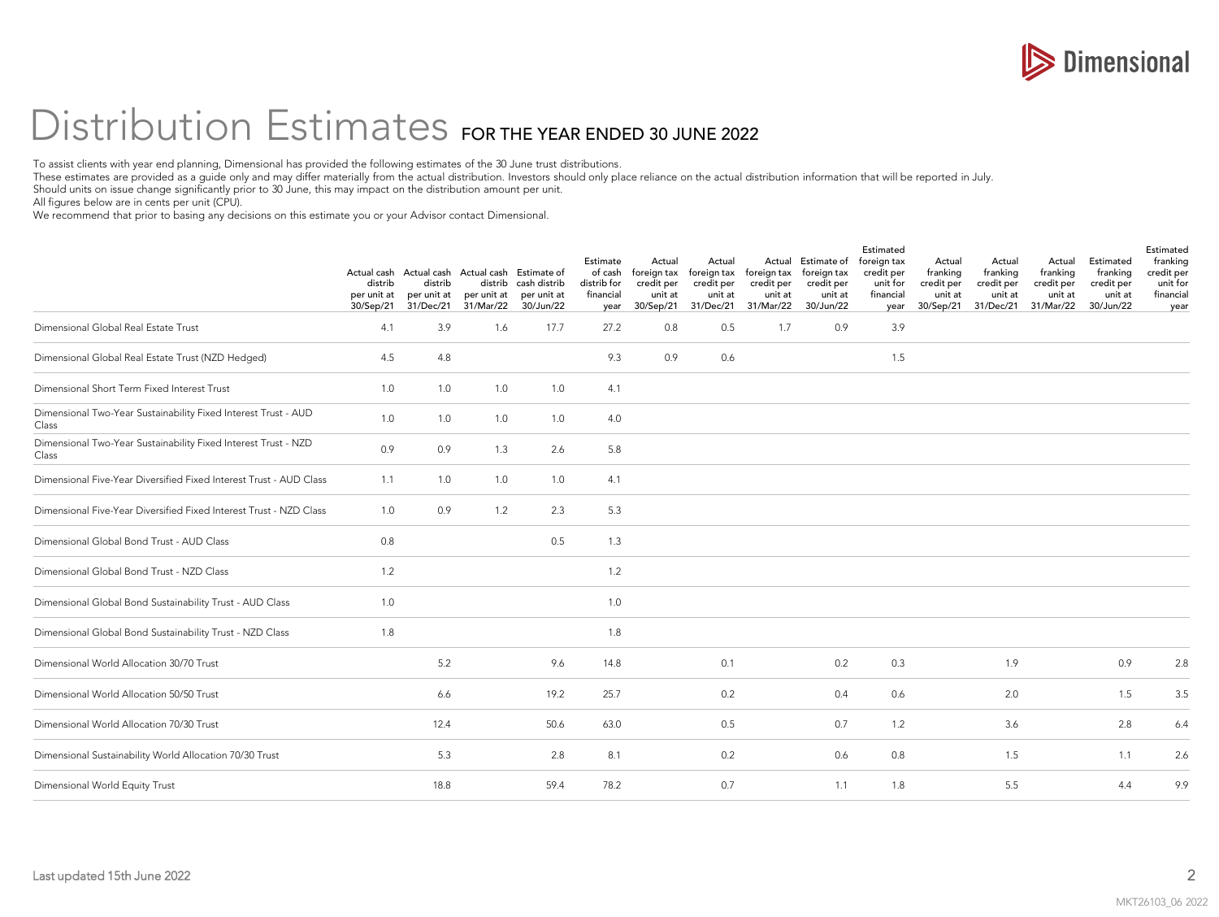# Distribution Estimates FOR THE YEAR ENDED 30 JUNE 2022

To assist clients with year end planning, Dimensional has provided the following estimates of the 30 June trust distributions.
These estimates are provided as a guide only and may differ materially from the actual distribution. Investors should only place reliance on the actual distribution information that will be reported in July.
Should units on issue change significantly prior to 30 June, this may impact on the distribution amount per unit.
All figures below are in cents per unit (CPU).
We recommend that prior to basing any decisions on this estimate you or your Advisor contact Dimensional.

| | Actual cash distrib per unit at 30/Sep/21 | Actual cash distrib per unit at 31/Dec/21 | Actual cash distrib per unit at 31/Mar/22 | Estimate of cash distrib per unit at 30/Jun/22 | Estimate of cash distrib for financial year | Actual foreign tax credit per unit at 30/Sep/21 | Actual foreign tax credit per unit at 31/Dec/21 | Actual foreign tax credit per unit at 31/Mar/22 | Estimate of foreign tax credit per unit at 30/Jun/22 | Estimated foreign tax credit per unit for financial year | Actual franking credit per unit at 30/Sep/21 | Actual franking credit per unit at 31/Dec/21 | Actual franking credit per unit at 31/Mar/22 | Estimated franking credit per unit at 30/Jun/22 | Estimated franking credit per unit for financial year |
|---|---|---|---|---|---|---|---|---|---|---|---|---|---|---|---|
| Dimensional Global Real Estate Trust | 4.1 | 3.9 | 1.6 | 17.7 | 27.2 | 0.8 | 0.5 | 1.7 | 0.9 | 3.9 | | | | | |
| Dimensional Global Real Estate Trust (NZD Hedged) | 4.5 | 4.8 | | | 9.3 | 0.9 | 0.6 | | | 1.5 | | | | | |
| Dimensional Short Term Fixed Interest Trust | 1.0 | 1.0 | 1.0 | 1.0 | 4.1 | | | | | | | | | | |
| Dimensional Two-Year Sustainability Fixed Interest Trust - AUD Class | 1.0 | 1.0 | 1.0 | 1.0 | 4.0 | | | | | | | | | | |
| Dimensional Two-Year Sustainability Fixed Interest Trust - NZD Class | 0.9 | 0.9 | 1.3 | 2.6 | 5.8 | | | | | | | | | | |
| Dimensional Five-Year Diversified Fixed Interest Trust - AUD Class | 1.1 | 1.0 | 1.0 | 1.0 | 4.1 | | | | | | | | | | |
| Dimensional Five-Year Diversified Fixed Interest Trust - NZD Class | 1.0 | 0.9 | 1.2 | 2.3 | 5.3 | | | | | | | | | | |
| Dimensional Global Bond Trust - AUD Class | 0.8 | | | 0.5 | 1.3 | | | | | | | | | | |
| Dimensional Global Bond Trust - NZD Class | 1.2 | | | | 1.2 | | | | | | | | | | |
| Dimensional Global Bond Sustainability Trust - AUD Class | 1.0 | | | | 1.0 | | | | | | | | | | |
| Dimensional Global Bond Sustainability Trust - NZD Class | 1.8 | | | | 1.8 | | | | | | | | | | |
| Dimensional World Allocation 30/70 Trust | | 5.2 | | 9.6 | 14.8 | | 0.1 | | 0.2 | 0.3 | | 1.9 | | 0.9 | 2.8 |
| Dimensional World Allocation 50/50 Trust | | 6.6 | | 19.2 | 25.7 | | 0.2 | | 0.4 | 0.6 | | 2.0 | | 1.5 | 3.5 |
| Dimensional World Allocation 70/30 Trust | | 12.4 | | 50.6 | 63.0 | | 0.5 | | 0.7 | 1.2 | | 3.6 | | 2.8 | 6.4 |
| Dimensional Sustainability World Allocation 70/30 Trust | | 5.3 | | 2.8 | 8.1 | | 0.2 | | 0.6 | 0.8 | | 1.5 | | 1.1 | 2.6 |
| Dimensional World Equity Trust | | 18.8 | | 59.4 | 78.2 | | 0.7 | | 1.1 | 1.8 | | 5.5 | | 4.4 | 9.9 |

Last updated 15th June 2022

MKT26103_06 2022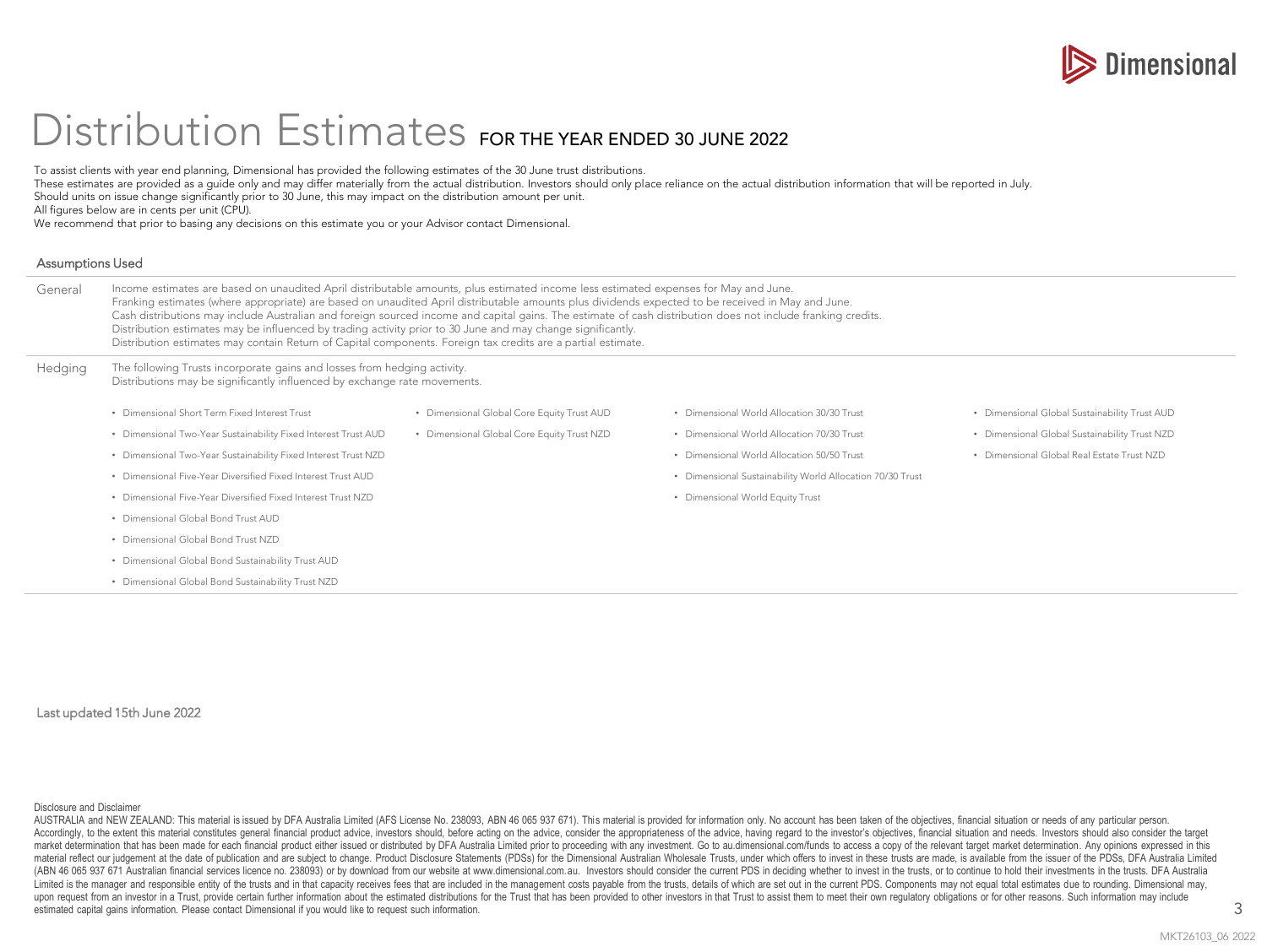# Distribution Estimates FOR THE YEAR ENDED 30 JUNE 2022

To assist clients with year end planning, Dimensional has provided the following estimates of the 30 June trust distributions.
These estimates are provided as a guide only and may differ materially from the actual distribution. Investors should only place reliance on the actual distribution information that will be reported in July.
Should units on issue change significantly prior to 30 June, this may impact on the distribution amount per unit.
All figures below are in cents per unit (CPU).
We recommend that prior to basing any decisions on this estimate you or your Advisor contact Dimensional.

## Assumptions Used

**General**

Income estimates are based on unaudited April distributable amounts, plus estimated income less estimated expenses for May and June.
Franking estimates (where appropriate) are based on unaudited April distributable amounts plus dividends expected to be received in May and June.
Cash distributions may include Australian and foreign sourced income and capital gains. The estimate of cash distribution does not include franking credits.
Distribution estimates may be influenced by trading activity prior to 30 June and may change significantly.
Distribution estimates may contain Return of Capital components. Foreign tax credits are a partial estimate.

**Hedging**

The following Trusts incorporate gains and losses from hedging activity.
Distributions may be significantly influenced by exchange rate movements.

- Dimensional Short Term Fixed Interest Trust
- Dimensional Two-Year Sustainability Fixed Interest Trust AUD
- Dimensional Two-Year Sustainability Fixed Interest Trust NZD
- Dimensional Five-Year Diversified Fixed Interest Trust AUD
- Dimensional Five-Year Diversified Fixed Interest Trust NZD
- Dimensional Global Bond Trust AUD
- Dimensional Global Bond Trust NZD
- Dimensional Global Bond Sustainability Trust AUD
- Dimensional Global Bond Sustainability Trust NZD
- Dimensional Global Core Equity Trust AUD
- Dimensional Global Core Equity Trust NZD
- Dimensional World Allocation 30/30 Trust
- Dimensional World Allocation 70/30 Trust
- Dimensional World Allocation 50/50 Trust
- Dimensional Sustainability World Allocation 70/30 Trust
- Dimensional World Equity Trust
- Dimensional Global Sustainability Trust AUD
- Dimensional Global Sustainability Trust NZD
- Dimensional Global Real Estate Trust NZD

Last updated 15th June 2022

Disclosure and Disclaimer

AUSTRALIA and NEW ZEALAND: This material is issued by DFA Australia Limited (AFS License No. 238093, ABN 46 065 937 671). This material is provided for information only. No account has been taken of the objectives, financial situation or needs of any particular person. Accordingly, to the extent this material constitutes general financial product advice, investors should, before acting on the advice, consider the appropriateness of the advice, having regard to the investor's objectives, financial situation and needs. Investors should also consider the target market determination that has been made for each financial product either issued or distributed by DFA Australia Limited prior to proceeding with any investment. Go to au.dimensional.com/funds to access a copy of the relevant target market determination. Any opinions expressed in this material reflect our judgement at the date of publication and are subject to change. Product Disclosure Statements (PDSs) for the Dimensional Australian Wholesale Trusts, under which offers to invest in these trusts are made, is available from the issuer of the PDSs, DFA Australia Limited (ABN 46 065 937 671 Australian financial services licence no. 238093) or by download from our website at www.dimensional.com.au. Investors should consider the current PDS in deciding whether to invest in the trusts, or to continue to hold their investments in the trusts. DFA Australia Limited is the manager and responsible entity of the trusts and in that capacity receives fees that are included in the management costs payable from the trusts, details of which are set out in the current PDS. Components may not equal total estimates due to rounding. Dimensional may, upon request from an investor in a Trust, provide certain further information about the estimated distributions for the Trust that has been provided to other investors in that Trust to assist them to meet their own regulatory obligations or for other reasons. Such information may include estimated capital gains information. Please contact Dimensional if you would like to request such information.

MKT26103_06 2022